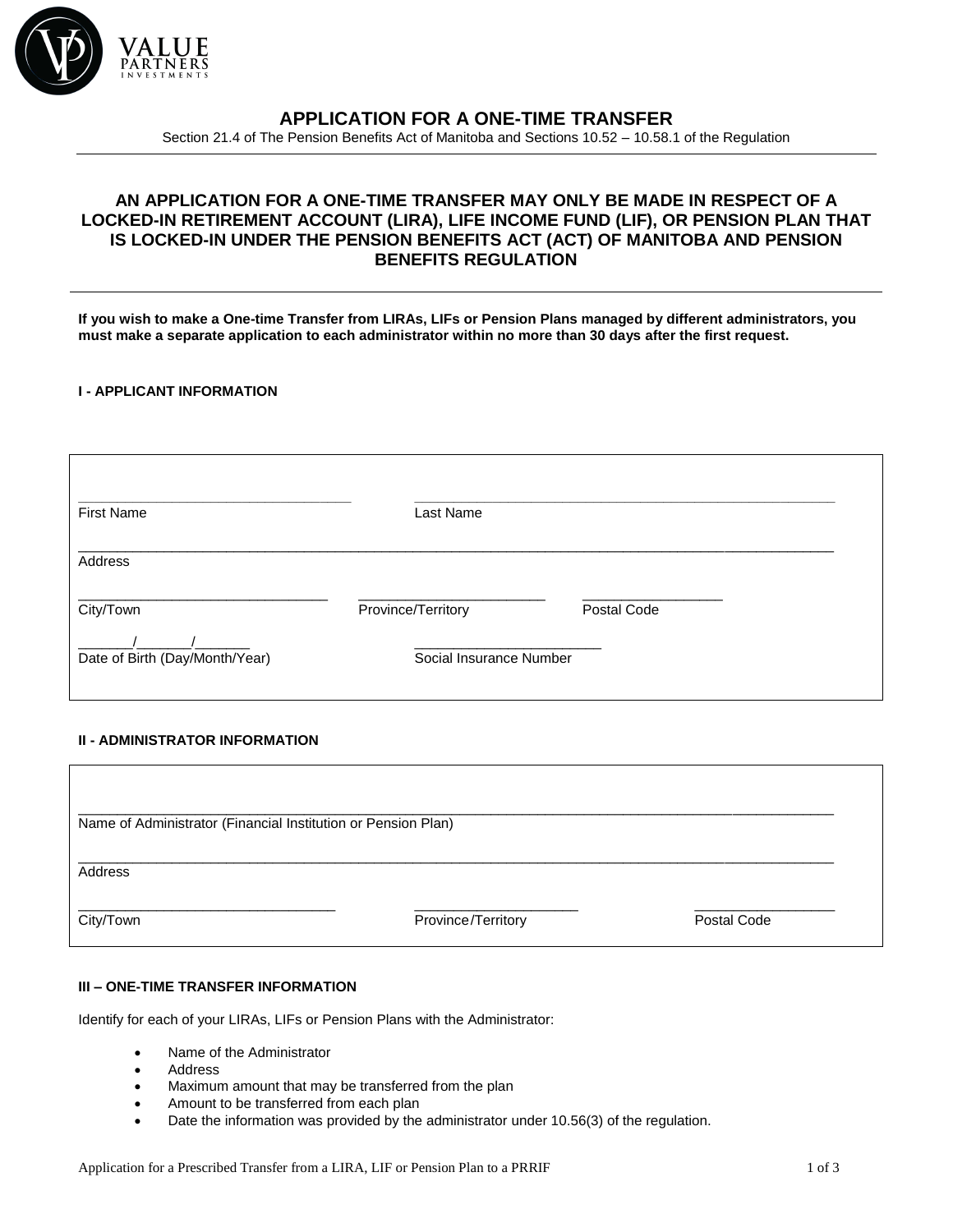# APPLICATION FOR A ONE-TIME TRANSFER

Section 21.4 of The Pension Benefits Act of Manitoba and Sections 10.52 – 10.58.1 of the Regulation

## AN APPLICATION FOR A ONE-TIME TRANSFER MAY ONLY BE MADE IN RESPECT OF A LOCKED-IN RETIREMENT ACCOUNT (LIRA), LIFE INCOME FUND (LIF), OR PENSION PLAN THAT IS LOCKED-IN UNDER THE PENSION BENEFITS ACT (ACT) OF MANITOBA AND PENSION BENEFITS REGULATION

**If you wish to make a One-time Transfer from LIRAs, LIFs or Pension Plans managed by different administrators, you must make a separate application to each administrator within no more than 30 days after the first request.**

### I - APPLICANT INFORMATION

___________________________________ ______________________________________________________
First Name Last Name

____________________________________________________________________________________________
Address

________________________________ ________________________ __________________
City/Town Province/Territory Postal Code

_______/_______/_______ ________________________
Date of Birth (Day/Month/Year) Social Insurance Number

### II - ADMINISTRATOR INFORMATION

____________________________________________________________________________________________
Name of Administrator (Financial Institution or Pension Plan)

____________________________________________________________________________________________
Address

_________________________________ _____________________ __________________
City/Town Province/Territory Postal Code

### III – ONE-TIME TRANSFER INFORMATION

Identify for each of your LIRAs, LIFs or Pension Plans with the Administrator:

- Name of the Administrator
- Address
- Maximum amount that may be transferred from the plan
- Amount to be transferred from each plan
- Date the information was provided by the administrator under 10.56(3) of the regulation.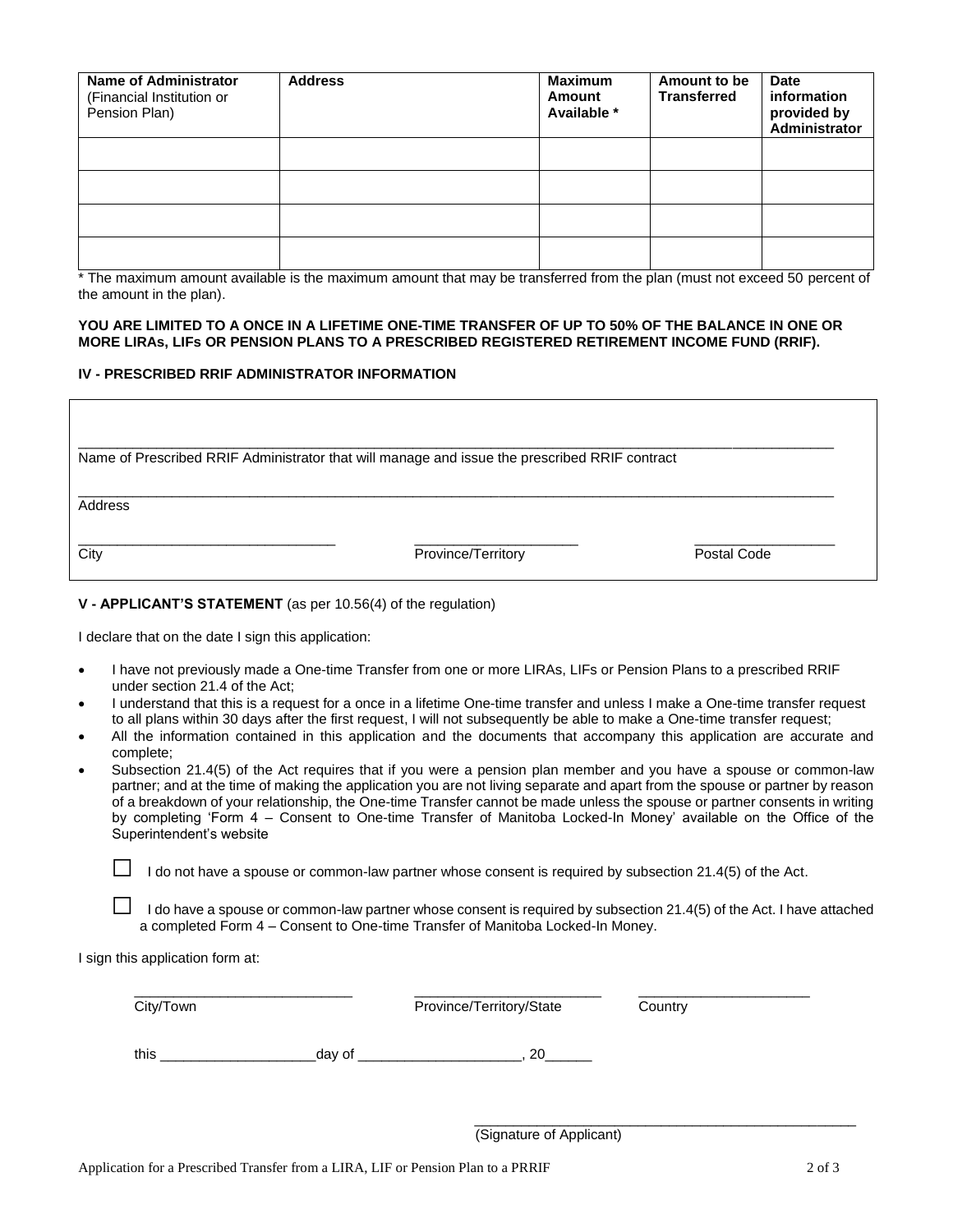| Name of Administrator (Financial Institution or Pension Plan) | Address | Maximum Amount Available * | Amount to be Transferred | Date information provided by Administrator |
|---|---|---|---|---|
| | | | | |
| | | | | |
| | | | | |
| | | | | |

* The maximum amount available is the maximum amount that may be transferred from the plan (must not exceed 50 percent of the amount in the plan).

**YOU ARE LIMITED TO A ONCE IN A LIFETIME ONE-TIME TRANSFER OF UP TO 50% OF THE BALANCE IN ONE OR MORE LIRAs, LIFs OR PENSION PLANS TO A PRESCRIBED REGISTERED RETIREMENT INCOME FUND (RRIF).**

### IV - PRESCRIBED RRIF ADMINISTRATOR INFORMATION

_______________________________________________
Name of Prescribed RRIF Administrator that will manage and issue the prescribed RRIF contract

_______________________________________________
Address

_____________________ _____________________ _____________________
City Province/Territory Postal Code

### V - APPLICANT'S STATEMENT (as per 10.56(4) of the regulation)

I declare that on the date I sign this application:

- I have not previously made a One-time Transfer from one or more LIRAs, LIFs or Pension Plans to a prescribed RRIF under section 21.4 of the Act;
- I understand that this is a request for a once in a lifetime One-time transfer and unless I make a One-time transfer request to all plans within 30 days after the first request, I will not subsequently be able to make a One-time transfer request;
- All the information contained in this application and the documents that accompany this application are accurate and complete;
- Subsection 21.4(5) of the Act requires that if you were a pension plan member and you have a spouse or common-law partner; and at the time of making the application you are not living separate and apart from the spouse or partner by reason of a breakdown of your relationship, the One-time Transfer cannot be made unless the spouse or partner consents in writing by completing 'Form 4 – Consent to One-time Transfer of Manitoba Locked-In Money' available on the Office of the Superintendent's website

☐ I do not have a spouse or common-law partner whose consent is required by subsection 21.4(5) of the Act.

☐ I do have a spouse or common-law partner whose consent is required by subsection 21.4(5) of the Act. I have attached a completed Form 4 – Consent to One-time Transfer of Manitoba Locked-In Money.

I sign this application form at:

_____________________ _____________________ _____________________
City/Town Province/Territory/State Country

this ____________________day of _____________________, 20______

_______________________________________________
(Signature of Applicant)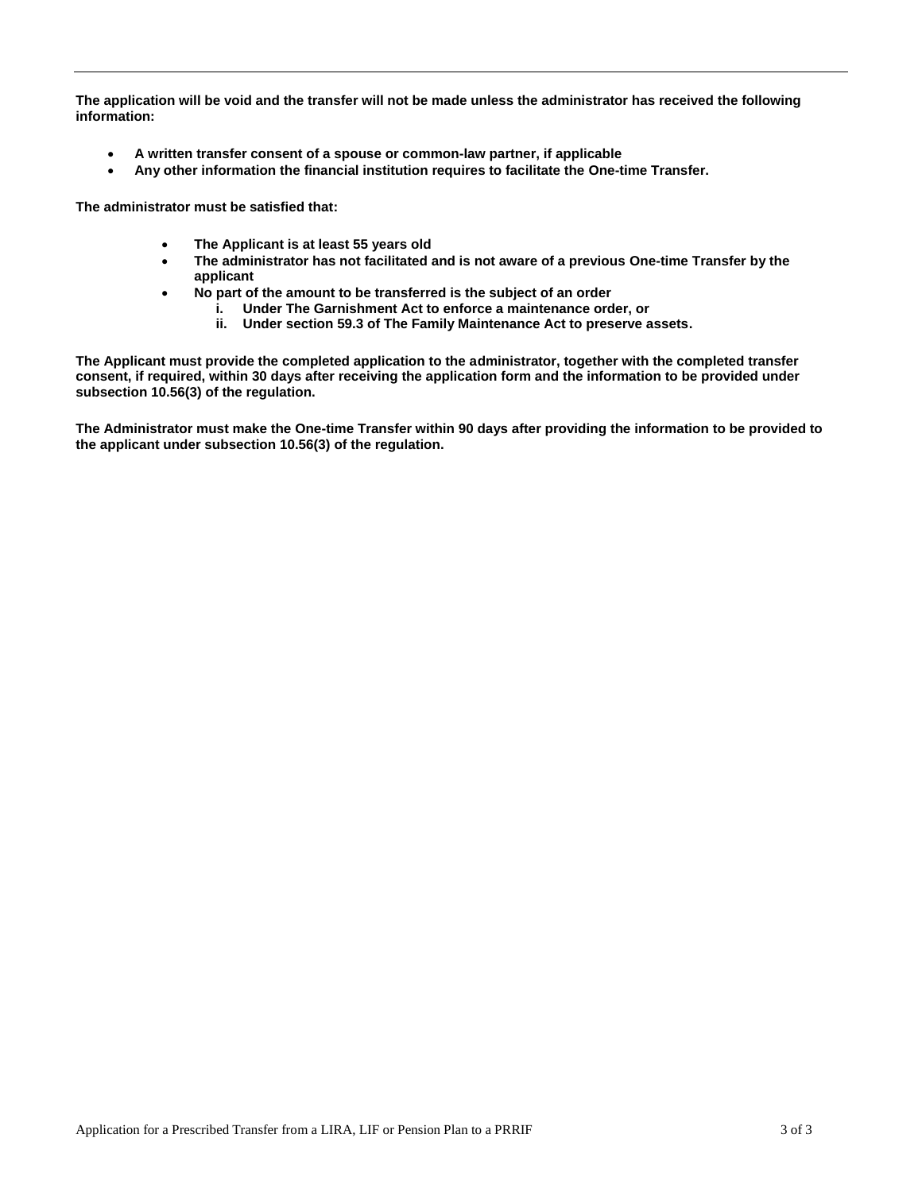**The application will be void and the transfer will not be made unless the administrator has received the following information:**

- **A written transfer consent of a spouse or common-law partner, if applicable**
- **Any other information the financial institution requires to facilitate the One-time Transfer.**

**The administrator must be satisfied that:**

- **The Applicant is at least 55 years old**
- **The administrator has not facilitated and is not aware of a previous One-time Transfer by the applicant**
- **No part of the amount to be transferred is the subject of an order**
    - **i. Under The Garnishment Act to enforce a maintenance order, or**
    - **ii. Under section 59.3 of The Family Maintenance Act to preserve assets.**

**The Applicant must provide the completed application to the administrator, together with the completed transfer consent, if required, within 30 days after receiving the application form and the information to be provided under subsection 10.56(3) of the regulation.**

**The Administrator must make the One-time Transfer within 90 days after providing the information to be provided to the applicant under subsection 10.56(3) of the regulation.**